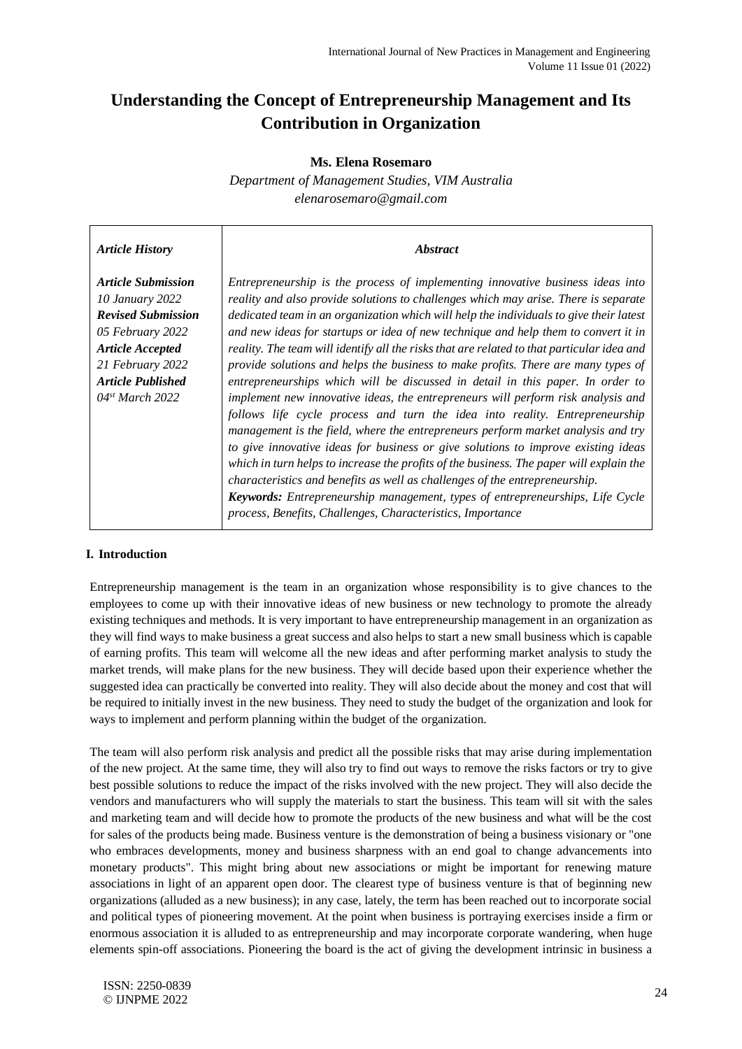# Understanding the Concept of Entrepreneurship Management and Its Contribution in Organization

**Ms. Elena Rosemaro**

*Department of Management Studies, VIM Australia*

*elenarosemaro@gmail.com*

| *Article History* | *Abstract* |
|---|---|
| ***Article Submission*** *10 January 2022* ***Revised Submission*** *05 February 2022* ***Article Accepted*** *21 February 2022* ***Article Published*** *04st March 2022* | *Entrepreneurship is the process of implementing innovative business ideas into reality and also provide solutions to challenges which may arise. There is separate dedicated team in an organization which will help the individuals to give their latest and new ideas for startups or idea of new technique and help them to convert it in reality. The team will identify all the risks that are related to that particular idea and provide solutions and helps the business to make profits. There are many types of entrepreneurships which will be discussed in detail in this paper. In order to implement new innovative ideas, the entrepreneurs will perform risk analysis and follows life cycle process and turn the idea into reality. Entrepreneurship management is the field, where the entrepreneurs perform market analysis and try to give innovative ideas for business or give solutions to improve existing ideas which in turn helps to increase the profits of the business. The paper will explain the characteristics and benefits as well as challenges of the entrepreneurship.* ***Keywords:*** *Entrepreneurship management, types of entrepreneurships, Life Cycle process, Benefits, Challenges, Characteristics, Importance* |

## I. Introduction

Entrepreneurship management is the team in an organization whose responsibility is to give chances to the employees to come up with their innovative ideas of new business or new technology to promote the already existing techniques and methods. It is very important to have entrepreneurship management in an organization as they will find ways to make business a great success and also helps to start a new small business which is capable of earning profits. This team will welcome all the new ideas and after performing market analysis to study the market trends, will make plans for the new business. They will decide based upon their experience whether the suggested idea can practically be converted into reality. They will also decide about the money and cost that will be required to initially invest in the new business. They need to study the budget of the organization and look for ways to implement and perform planning within the budget of the organization.

The team will also perform risk analysis and predict all the possible risks that may arise during implementation of the new project. At the same time, they will also try to find out ways to remove the risks factors or try to give best possible solutions to reduce the impact of the risks involved with the new project. They will also decide the vendors and manufacturers who will supply the materials to start the business. This team will sit with the sales and marketing team and will decide how to promote the products of the new business and what will be the cost for sales of the products being made. Business venture is the demonstration of being a business visionary or "one who embraces developments, money and business sharpness with an end goal to change advancements into monetary products". This might bring about new associations or might be important for renewing mature associations in light of an apparent open door. The clearest type of business venture is that of beginning new organizations (alluded as a new business); in any case, lately, the term has been reached out to incorporate social and political types of pioneering movement. At the point when business is portraying exercises inside a firm or enormous association it is alluded to as entrepreneurship and may incorporate corporate wandering, when huge elements spin-off associations. Pioneering the board is the act of giving the development intrinsic in business a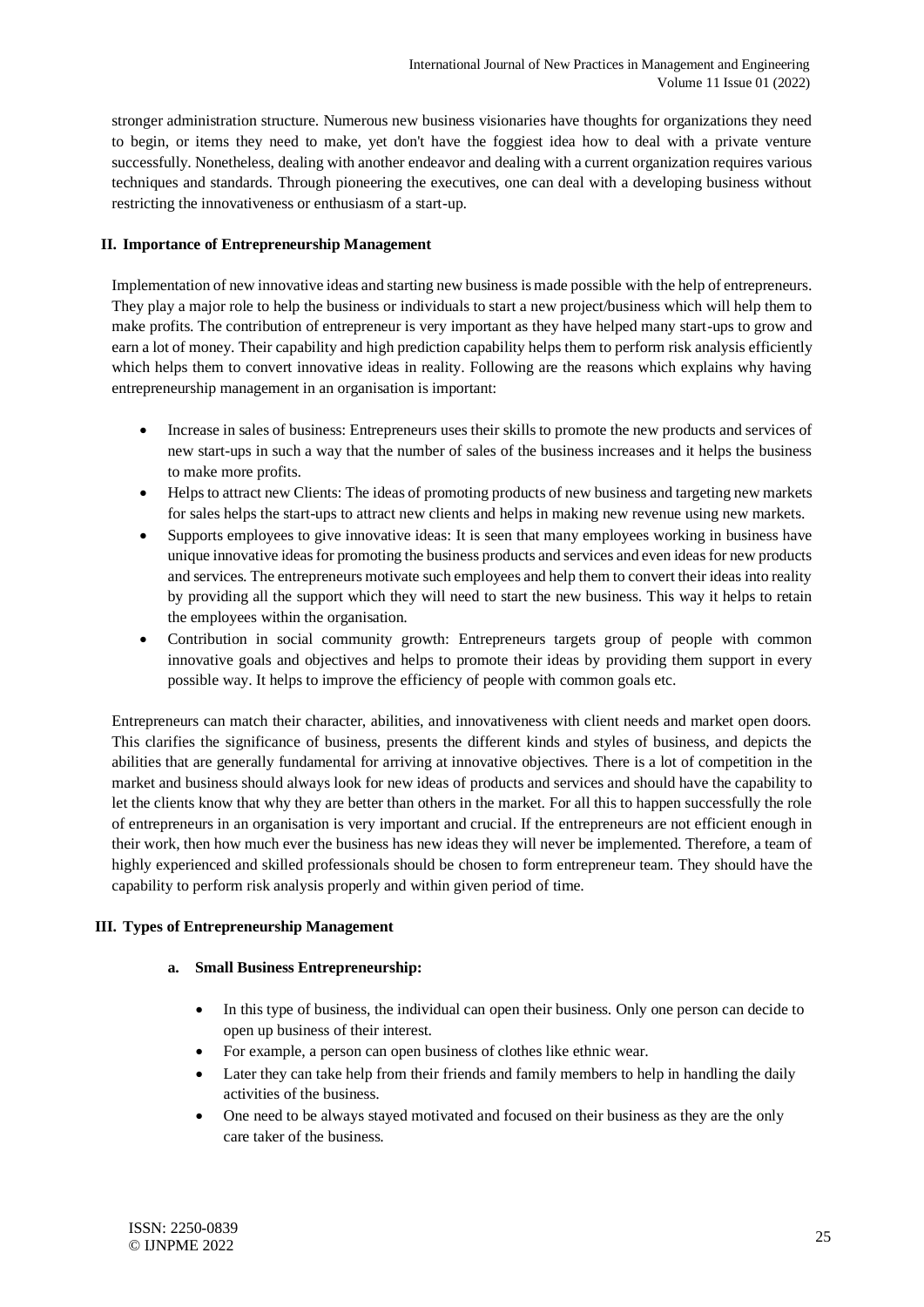stronger administration structure. Numerous new business visionaries have thoughts for organizations they need to begin, or items they need to make, yet don't have the foggiest idea how to deal with a private venture successfully. Nonetheless, dealing with another endeavor and dealing with a current organization requires various techniques and standards. Through pioneering the executives, one can deal with a developing business without restricting the innovativeness or enthusiasm of a start-up.

## II. Importance of Entrepreneurship Management

Implementation of new innovative ideas and starting new business is made possible with the help of entrepreneurs. They play a major role to help the business or individuals to start a new project/business which will help them to make profits. The contribution of entrepreneur is very important as they have helped many start-ups to grow and earn a lot of money. Their capability and high prediction capability helps them to perform risk analysis efficiently which helps them to convert innovative ideas in reality. Following are the reasons which explains why having entrepreneurship management in an organisation is important:

- Increase in sales of business: Entrepreneurs uses their skills to promote the new products and services of new start-ups in such a way that the number of sales of the business increases and it helps the business to make more profits.
- Helps to attract new Clients: The ideas of promoting products of new business and targeting new markets for sales helps the start-ups to attract new clients and helps in making new revenue using new markets.
- Supports employees to give innovative ideas: It is seen that many employees working in business have unique innovative ideas for promoting the business products and services and even ideas for new products and services. The entrepreneurs motivate such employees and help them to convert their ideas into reality by providing all the support which they will need to start the new business. This way it helps to retain the employees within the organisation.
- Contribution in social community growth: Entrepreneurs targets group of people with common innovative goals and objectives and helps to promote their ideas by providing them support in every possible way. It helps to improve the efficiency of people with common goals etc.

Entrepreneurs can match their character, abilities, and innovativeness with client needs and market open doors. This clarifies the significance of business, presents the different kinds and styles of business, and depicts the abilities that are generally fundamental for arriving at innovative objectives. There is a lot of competition in the market and business should always look for new ideas of products and services and should have the capability to let the clients know that why they are better than others in the market. For all this to happen successfully the role of entrepreneurs in an organisation is very important and crucial. If the entrepreneurs are not efficient enough in their work, then how much ever the business has new ideas they will never be implemented. Therefore, a team of highly experienced and skilled professionals should be chosen to form entrepreneur team. They should have the capability to perform risk analysis properly and within given period of time.

## III. Types of Entrepreneurship Management

### a. Small Business Entrepreneurship:

- In this type of business, the individual can open their business. Only one person can decide to open up business of their interest.
- For example, a person can open business of clothes like ethnic wear.
- Later they can take help from their friends and family members to help in handling the daily activities of the business.
- One need to be always stayed motivated and focused on their business as they are the only care taker of the business.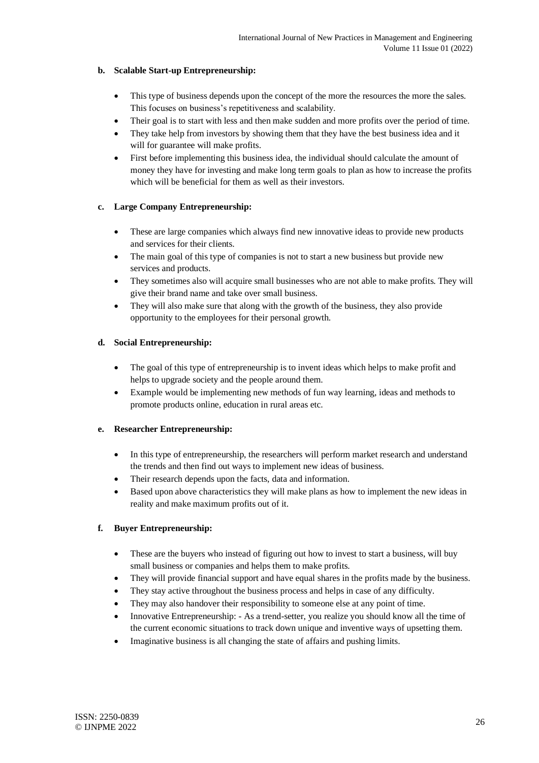**b. Scalable Start-up Entrepreneurship:**

- This type of business depends upon the concept of the more the resources the more the sales. This focuses on business's repetitiveness and scalability.
- Their goal is to start with less and then make sudden and more profits over the period of time.
- They take help from investors by showing them that they have the best business idea and it will for guarantee will make profits.
- First before implementing this business idea, the individual should calculate the amount of money they have for investing and make long term goals to plan as how to increase the profits which will be beneficial for them as well as their investors.

**c. Large Company Entrepreneurship:**

- These are large companies which always find new innovative ideas to provide new products and services for their clients.
- The main goal of this type of companies is not to start a new business but provide new services and products.
- They sometimes also will acquire small businesses who are not able to make profits. They will give their brand name and take over small business.
- They will also make sure that along with the growth of the business, they also provide opportunity to the employees for their personal growth.

**d. Social Entrepreneurship:**

- The goal of this type of entrepreneurship is to invent ideas which helps to make profit and helps to upgrade society and the people around them.
- Example would be implementing new methods of fun way learning, ideas and methods to promote products online, education in rural areas etc.

**e. Researcher Entrepreneurship:**

- In this type of entrepreneurship, the researchers will perform market research and understand the trends and then find out ways to implement new ideas of business.
- Their research depends upon the facts, data and information.
- Based upon above characteristics they will make plans as how to implement the new ideas in reality and make maximum profits out of it.

**f. Buyer Entrepreneurship:**

- These are the buyers who instead of figuring out how to invest to start a business, will buy small business or companies and helps them to make profits.
- They will provide financial support and have equal shares in the profits made by the business.
- They stay active throughout the business process and helps in case of any difficulty.
- They may also handover their responsibility to someone else at any point of time.
- Innovative Entrepreneurship: - As a trend-setter, you realize you should know all the time of the current economic situations to track down unique and inventive ways of upsetting them.
- Imaginative business is all changing the state of affairs and pushing limits.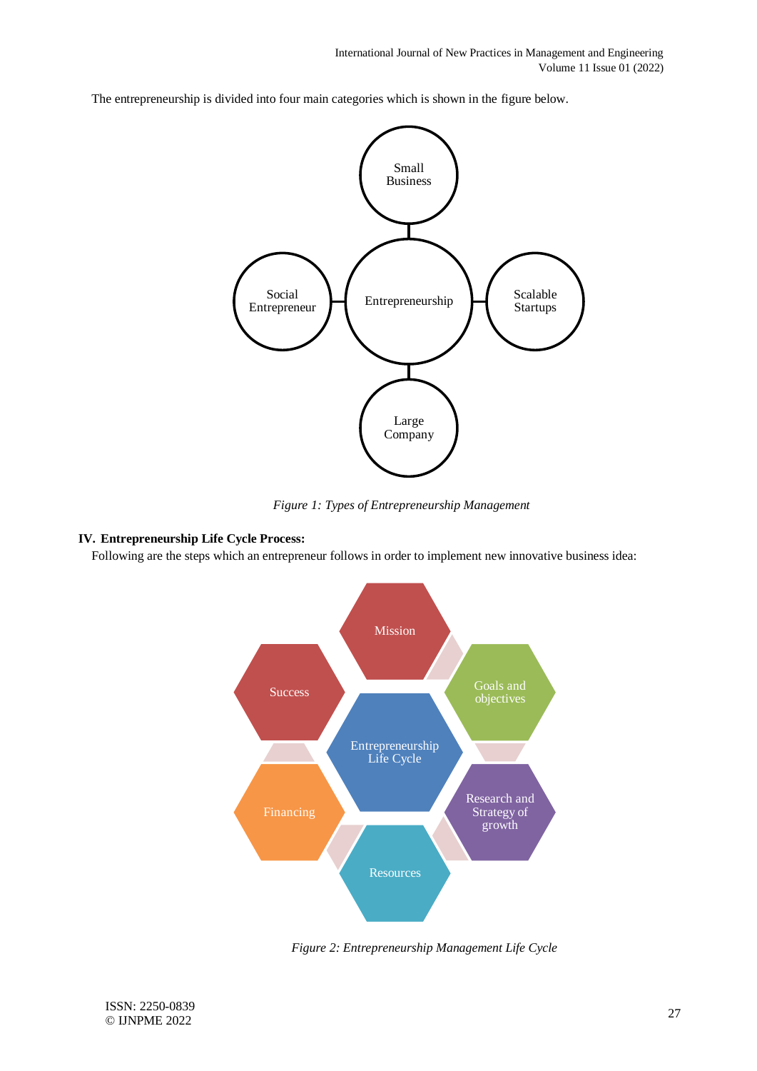The entrepreneurship is divided into four main categories which is shown in the figure below.

*Figure 1: Types of Entrepreneurship Management*

**IV. Entrepreneurship Life Cycle Process:**

Following are the steps which an entrepreneur follows in order to implement new innovative business idea:

*Figure 2: Entrepreneurship Management Life Cycle*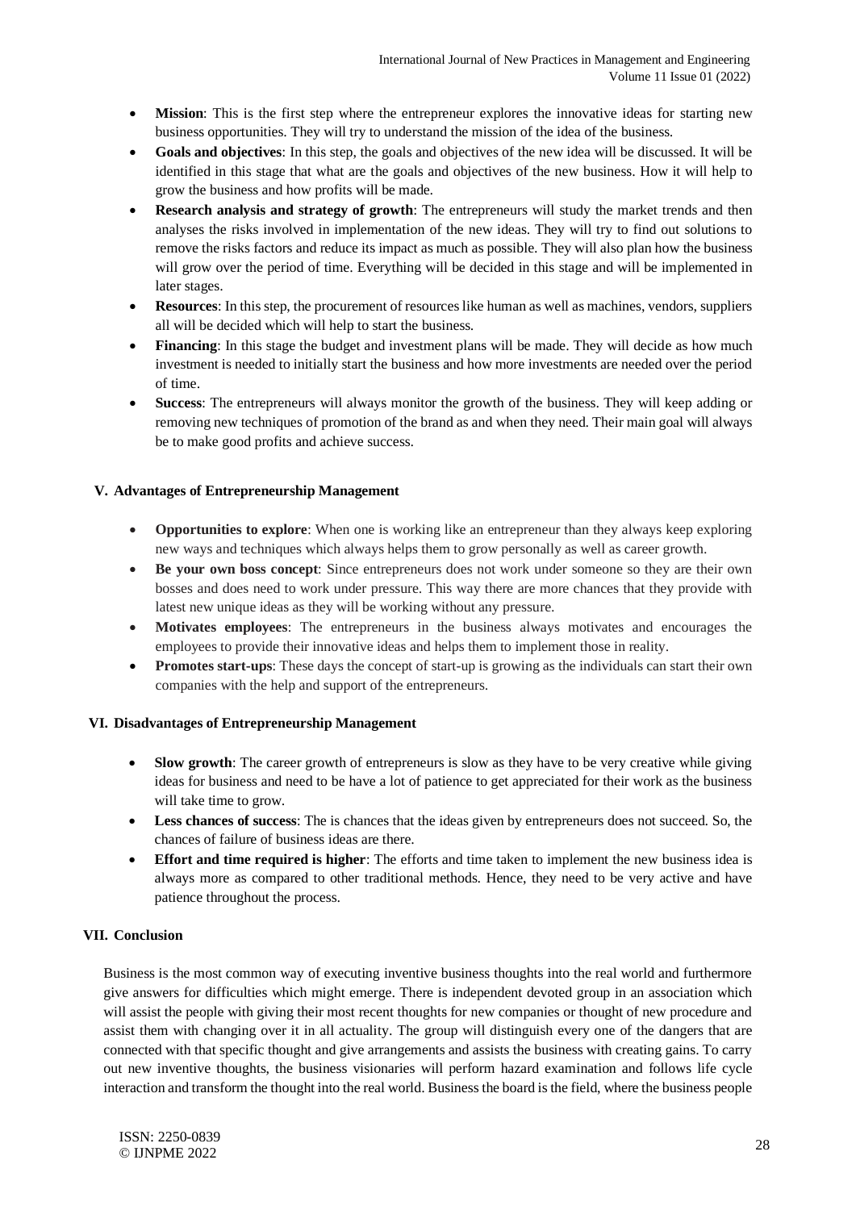- **Mission**: This is the first step where the entrepreneur explores the innovative ideas for starting new business opportunities. They will try to understand the mission of the idea of the business.
- **Goals and objectives**: In this step, the goals and objectives of the new idea will be discussed. It will be identified in this stage that what are the goals and objectives of the new business. How it will help to grow the business and how profits will be made.
- **Research analysis and strategy of growth**: The entrepreneurs will study the market trends and then analyses the risks involved in implementation of the new ideas. They will try to find out solutions to remove the risks factors and reduce its impact as much as possible. They will also plan how the business will grow over the period of time. Everything will be decided in this stage and will be implemented in later stages.
- **Resources**: In this step, the procurement of resources like human as well as machines, vendors, suppliers all will be decided which will help to start the business.
- **Financing**: In this stage the budget and investment plans will be made. They will decide as how much investment is needed to initially start the business and how more investments are needed over the period of time.
- **Success**: The entrepreneurs will always monitor the growth of the business. They will keep adding or removing new techniques of promotion of the brand as and when they need. Their main goal will always be to make good profits and achieve success.

## V. Advantages of Entrepreneurship Management

- **Opportunities to explore**: When one is working like an entrepreneur than they always keep exploring new ways and techniques which always helps them to grow personally as well as career growth.
- **Be your own boss concept**: Since entrepreneurs does not work under someone so they are their own bosses and does need to work under pressure. This way there are more chances that they provide with latest new unique ideas as they will be working without any pressure.
- **Motivates employees**: The entrepreneurs in the business always motivates and encourages the employees to provide their innovative ideas and helps them to implement those in reality.
- **Promotes start-ups**: These days the concept of start-up is growing as the individuals can start their own companies with the help and support of the entrepreneurs.

## VI. Disadvantages of Entrepreneurship Management

- **Slow growth**: The career growth of entrepreneurs is slow as they have to be very creative while giving ideas for business and need to be have a lot of patience to get appreciated for their work as the business will take time to grow.
- **Less chances of success**: The is chances that the ideas given by entrepreneurs does not succeed. So, the chances of failure of business ideas are there.
- **Effort and time required is higher**: The efforts and time taken to implement the new business idea is always more as compared to other traditional methods. Hence, they need to be very active and have patience throughout the process.

## VII. Conclusion

Business is the most common way of executing inventive business thoughts into the real world and furthermore give answers for difficulties which might emerge. There is independent devoted group in an association which will assist the people with giving their most recent thoughts for new companies or thought of new procedure and assist them with changing over it in all actuality. The group will distinguish every one of the dangers that are connected with that specific thought and give arrangements and assists the business with creating gains. To carry out new inventive thoughts, the business visionaries will perform hazard examination and follows life cycle interaction and transform the thought into the real world. Business the board is the field, where the business people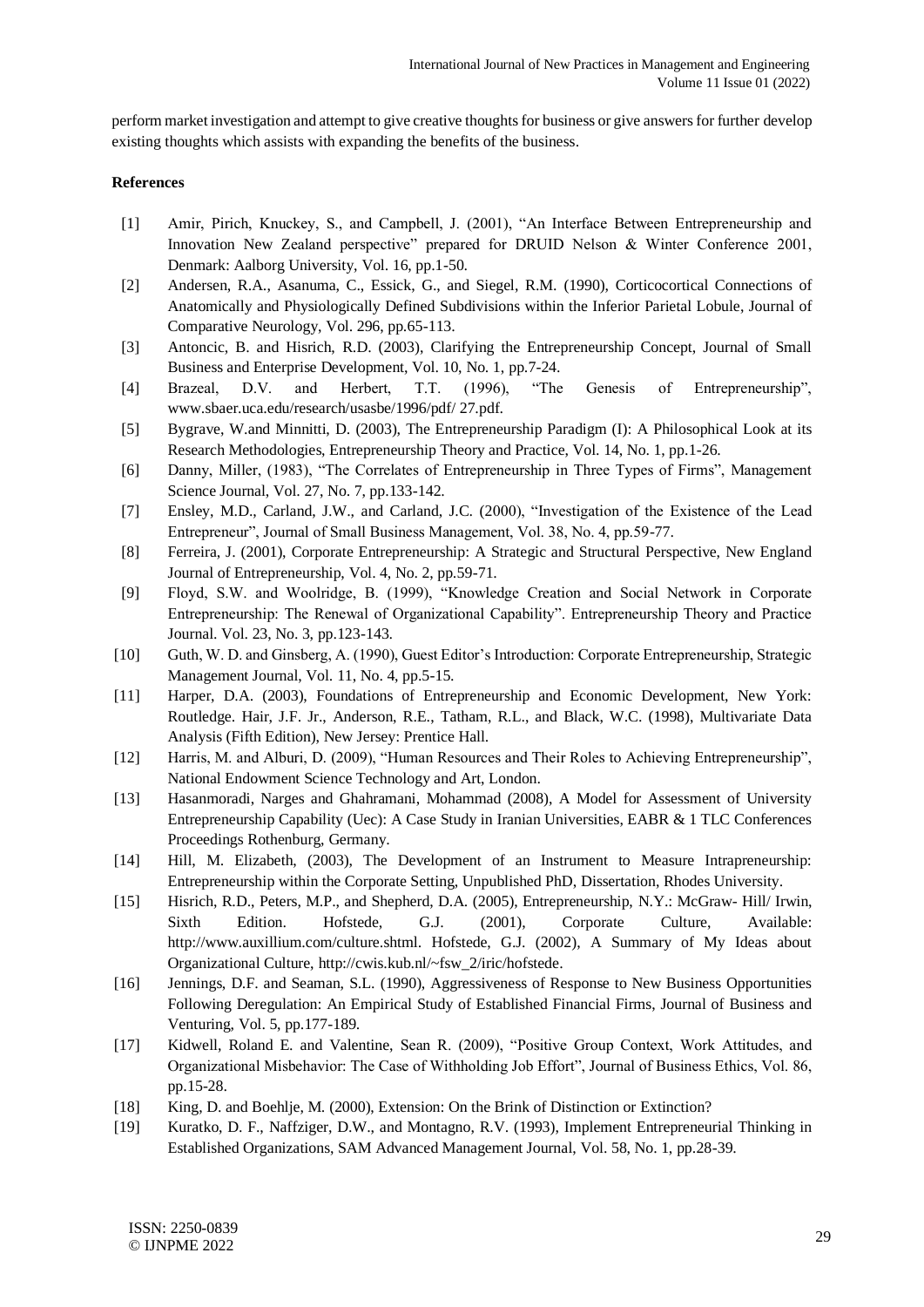perform market investigation and attempt to give creative thoughts for business or give answers for further develop existing thoughts which assists with expanding the benefits of the business.

**References**

[1] Amir, Pirich, Knuckey, S., and Campbell, J. (2001), "An Interface Between Entrepreneurship and Innovation New Zealand perspective" prepared for DRUID Nelson & Winter Conference 2001, Denmark: Aalborg University, Vol. 16, pp.1-50.

[2] Andersen, R.A., Asanuma, C., Essick, G., and Siegel, R.M. (1990), Corticocortical Connections of Anatomically and Physiologically Defined Subdivisions within the Inferior Parietal Lobule, Journal of Comparative Neurology, Vol. 296, pp.65-113.

[3] Antoncic, B. and Hisrich, R.D. (2003), Clarifying the Entrepreneurship Concept, Journal of Small Business and Enterprise Development, Vol. 10, No. 1, pp.7-24.

[4] Brazeal, D.V. and Herbert, T.T. (1996), "The Genesis of Entrepreneurship", www.sbaer.uca.edu/research/usasbe/1996/pdf/ 27.pdf.

[5] Bygrave, W.and Minnitti, D. (2003), The Entrepreneurship Paradigm (I): A Philosophical Look at its Research Methodologies, Entrepreneurship Theory and Practice, Vol. 14, No. 1, pp.1-26.

[6] Danny, Miller, (1983), "The Correlates of Entrepreneurship in Three Types of Firms", Management Science Journal, Vol. 27, No. 7, pp.133-142.

[7] Ensley, M.D., Carland, J.W., and Carland, J.C. (2000), "Investigation of the Existence of the Lead Entrepreneur", Journal of Small Business Management, Vol. 38, No. 4, pp.59-77.

[8] Ferreira, J. (2001), Corporate Entrepreneurship: A Strategic and Structural Perspective, New England Journal of Entrepreneurship, Vol. 4, No. 2, pp.59-71.

[9] Floyd, S.W. and Woolridge, B. (1999), "Knowledge Creation and Social Network in Corporate Entrepreneurship: The Renewal of Organizational Capability". Entrepreneurship Theory and Practice Journal. Vol. 23, No. 3, pp.123-143.

[10] Guth, W. D. and Ginsberg, A. (1990), Guest Editor's Introduction: Corporate Entrepreneurship, Strategic Management Journal, Vol. 11, No. 4, pp.5-15.

[11] Harper, D.A. (2003), Foundations of Entrepreneurship and Economic Development, New York: Routledge. Hair, J.F. Jr., Anderson, R.E., Tatham, R.L., and Black, W.C. (1998), Multivariate Data Analysis (Fifth Edition), New Jersey: Prentice Hall.

[12] Harris, M. and Alburi, D. (2009), "Human Resources and Their Roles to Achieving Entrepreneurship", National Endowment Science Technology and Art, London.

[13] Hasanmoradi, Narges and Ghahramani, Mohammad (2008), A Model for Assessment of University Entrepreneurship Capability (Uec): A Case Study in Iranian Universities, EABR & 1 TLC Conferences Proceedings Rothenburg, Germany.

[14] Hill, M. Elizabeth, (2003), The Development of an Instrument to Measure Intrapreneurship: Entrepreneurship within the Corporate Setting, Unpublished PhD, Dissertation, Rhodes University.

[15] Hisrich, R.D., Peters, M.P., and Shepherd, D.A. (2005), Entrepreneurship, N.Y.: McGraw- Hill/ Irwin, Sixth Edition. Hofstede, G.J. (2001), Corporate Culture, Available: http://www.auxillium.com/culture.shtml. Hofstede, G.J. (2002), A Summary of My Ideas about Organizational Culture, http://cwis.kub.nl/~fsw_2/iric/hofstede.

[16] Jennings, D.F. and Seaman, S.L. (1990), Aggressiveness of Response to New Business Opportunities Following Deregulation: An Empirical Study of Established Financial Firms, Journal of Business and Venturing, Vol. 5, pp.177-189.

[17] Kidwell, Roland E. and Valentine, Sean R. (2009), "Positive Group Context, Work Attitudes, and Organizational Misbehavior: The Case of Withholding Job Effort", Journal of Business Ethics, Vol. 86, pp.15-28.

[18] King, D. and Boehlje, M. (2000), Extension: On the Brink of Distinction or Extinction?

[19] Kuratko, D. F., Naffziger, D.W., and Montagno, R.V. (1993), Implement Entrepreneurial Thinking in Established Organizations, SAM Advanced Management Journal, Vol. 58, No. 1, pp.28-39.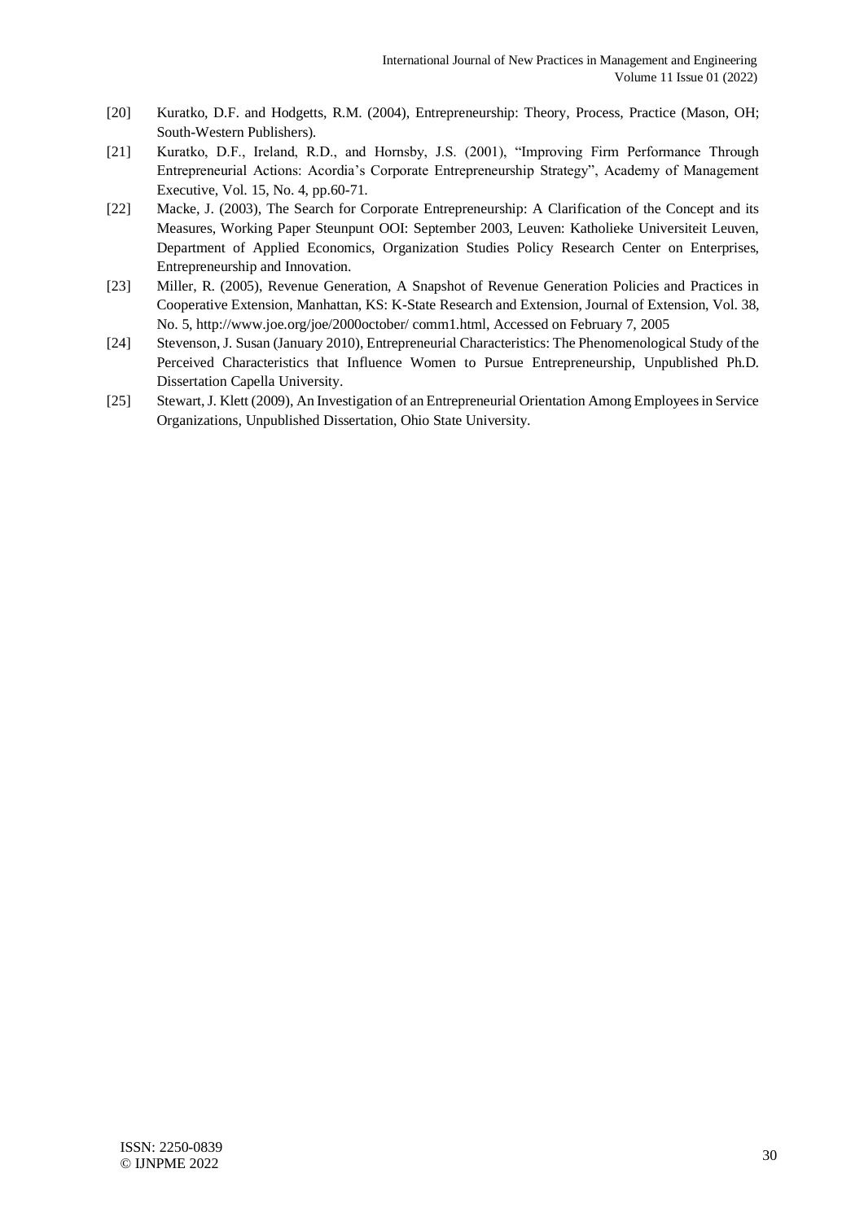[20] Kuratko, D.F. and Hodgetts, R.M. (2004), Entrepreneurship: Theory, Process, Practice (Mason, OH; South-Western Publishers).

[21] Kuratko, D.F., Ireland, R.D., and Hornsby, J.S. (2001), "Improving Firm Performance Through Entrepreneurial Actions: Acordia's Corporate Entrepreneurship Strategy", Academy of Management Executive, Vol. 15, No. 4, pp.60-71.

[22] Macke, J. (2003), The Search for Corporate Entrepreneurship: A Clarification of the Concept and its Measures, Working Paper Steunpunt OOI: September 2003, Leuven: Katholieke Universiteit Leuven, Department of Applied Economics, Organization Studies Policy Research Center on Enterprises, Entrepreneurship and Innovation.

[23] Miller, R. (2005), Revenue Generation, A Snapshot of Revenue Generation Policies and Practices in Cooperative Extension, Manhattan, KS: K-State Research and Extension, Journal of Extension, Vol. 38, No. 5, http://www.joe.org/joe/2000october/ comm1.html, Accessed on February 7, 2005

[24] Stevenson, J. Susan (January 2010), Entrepreneurial Characteristics: The Phenomenological Study of the Perceived Characteristics that Influence Women to Pursue Entrepreneurship, Unpublished Ph.D. Dissertation Capella University.

[25] Stewart, J. Klett (2009), An Investigation of an Entrepreneurial Orientation Among Employees in Service Organizations, Unpublished Dissertation, Ohio State University.